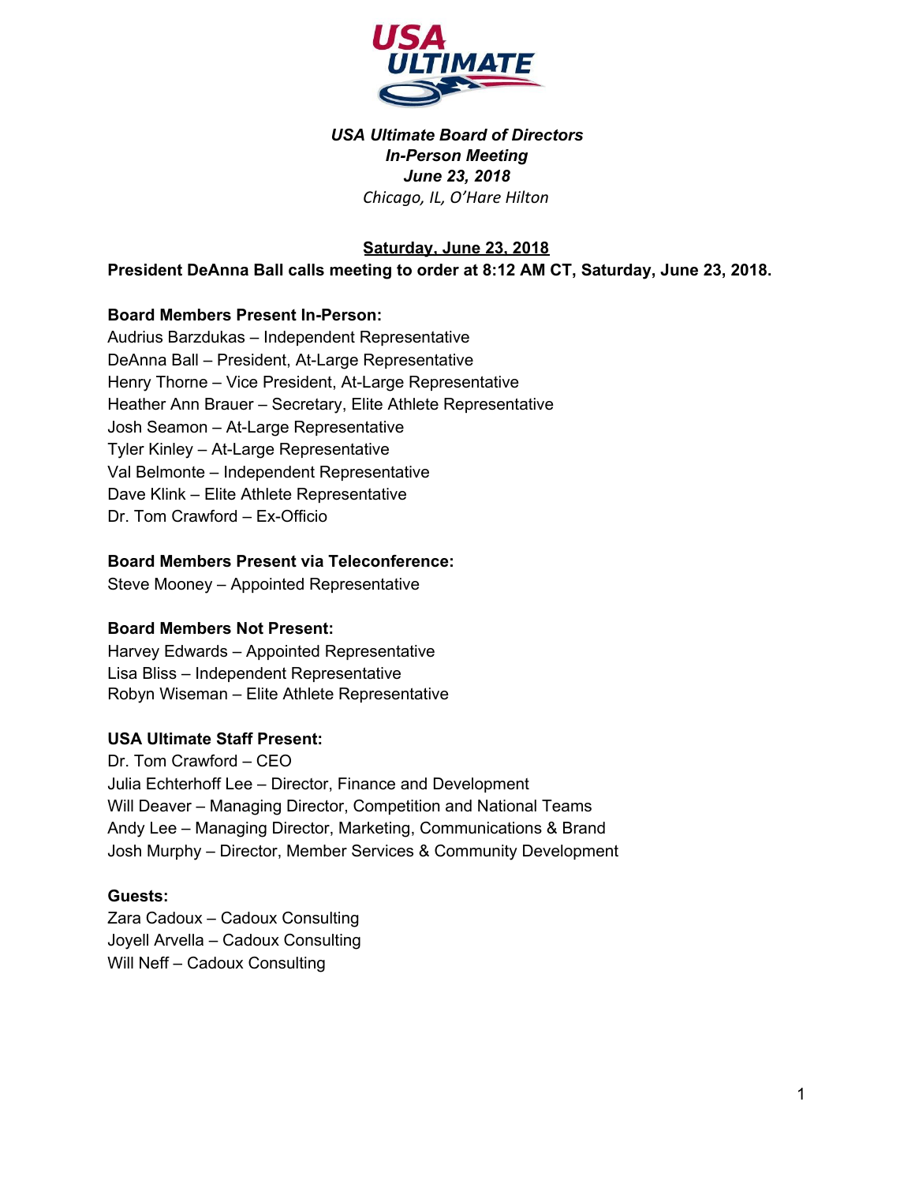***USA Ultimate Board of Directors***
***In-Person Meeting***
***June 23, 2018***
*Chicago, IL, O'Hare Hilton*

**Saturday, June 23, 2018**

**President DeAnna Ball calls meeting to order at 8:12 AM CT, Saturday, June 23, 2018.**

**Board Members Present In-Person:**
Audrius Barzdukas – Independent Representative
DeAnna Ball – President, At-Large Representative
Henry Thorne – Vice President, At-Large Representative
Heather Ann Brauer – Secretary, Elite Athlete Representative
Josh Seamon – At-Large Representative
Tyler Kinley – At-Large Representative
Val Belmonte – Independent Representative
Dave Klink – Elite Athlete Representative
Dr. Tom Crawford – Ex-Officio

**Board Members Present via Teleconference:**
Steve Mooney – Appointed Representative

**Board Members Not Present:**
Harvey Edwards – Appointed Representative
Lisa Bliss – Independent Representative
Robyn Wiseman – Elite Athlete Representative

**USA Ultimate Staff Present:**
Dr. Tom Crawford – CEO
Julia Echterhoff Lee – Director, Finance and Development
Will Deaver – Managing Director, Competition and National Teams
Andy Lee – Managing Director, Marketing, Communications & Brand
Josh Murphy – Director, Member Services & Community Development

**Guests:**
Zara Cadoux – Cadoux Consulting
Joyell Arvella – Cadoux Consulting
Will Neff – Cadoux Consulting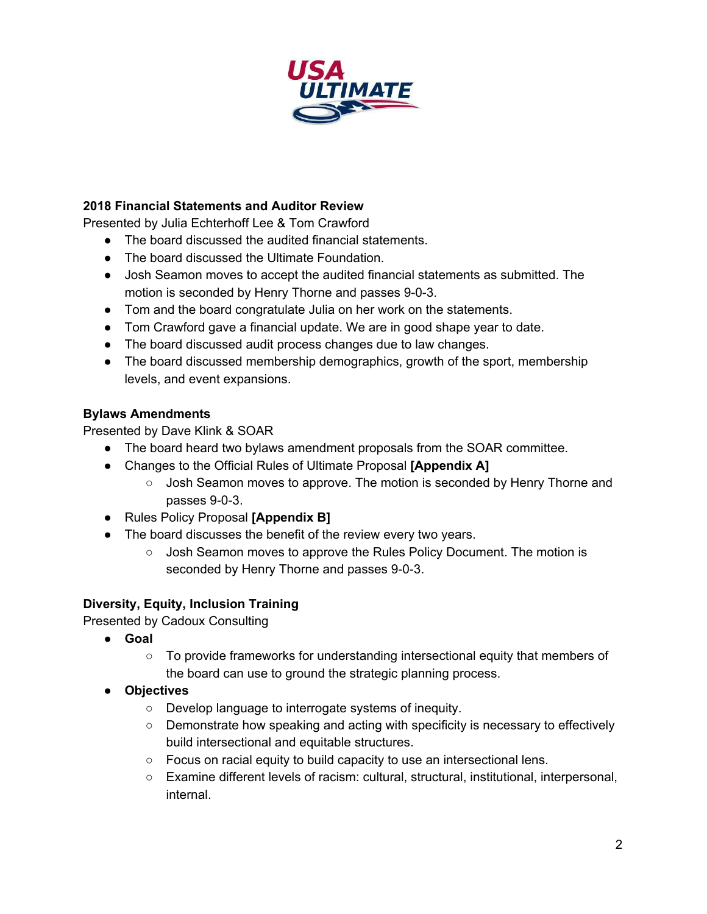**2018 Financial Statements and Auditor Review**
Presented by Julia Echterhoff Lee & Tom Crawford

- The board discussed the audited financial statements.
- The board discussed the Ultimate Foundation.
- Josh Seamon moves to accept the audited financial statements as submitted. The motion is seconded by Henry Thorne and passes 9-0-3.
- Tom and the board congratulate Julia on her work on the statements.
- Tom Crawford gave a financial update. We are in good shape year to date.
- The board discussed audit process changes due to law changes.
- The board discussed membership demographics, growth of the sport, membership levels, and event expansions.

**Bylaws Amendments**
Presented by Dave Klink & SOAR

- The board heard two bylaws amendment proposals from the SOAR committee.
- Changes to the Official Rules of Ultimate Proposal **[Appendix A]**
  - Josh Seamon moves to approve. The motion is seconded by Henry Thorne and passes 9-0-3.
- Rules Policy Proposal **[Appendix B]**
- The board discusses the benefit of the review every two years.
  - Josh Seamon moves to approve the Rules Policy Document. The motion is seconded by Henry Thorne and passes 9-0-3.

**Diversity, Equity, Inclusion Training**
Presented by Cadoux Consulting

- **Goal**
  - To provide frameworks for understanding intersectional equity that members of the board can use to ground the strategic planning process.
- **Objectives**
  - Develop language to interrogate systems of inequity.
  - Demonstrate how speaking and acting with specificity is necessary to effectively build intersectional and equitable structures.
  - Focus on racial equity to build capacity to use an intersectional lens.
  - Examine different levels of racism: cultural, structural, institutional, interpersonal, internal.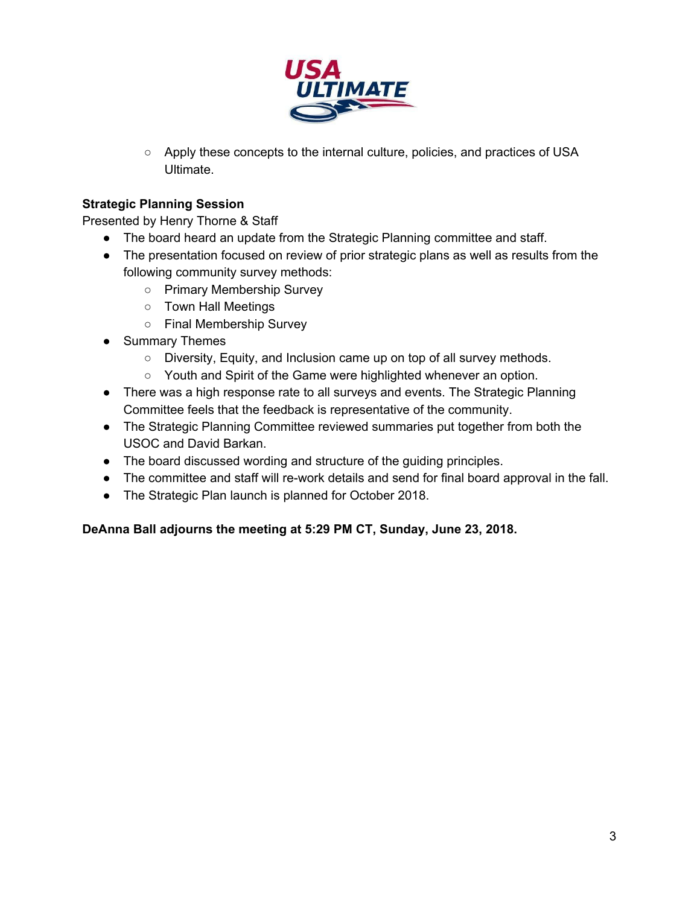- Apply these concepts to the internal culture, policies, and practices of USA Ultimate.

**Strategic Planning Session**

Presented by Henry Thorne & Staff

- The board heard an update from the Strategic Planning committee and staff.
- The presentation focused on review of prior strategic plans as well as results from the following community survey methods:
  - Primary Membership Survey
  - Town Hall Meetings
  - Final Membership Survey
- Summary Themes
  - Diversity, Equity, and Inclusion came up on top of all survey methods.
  - Youth and Spirit of the Game were highlighted whenever an option.
- There was a high response rate to all surveys and events. The Strategic Planning Committee feels that the feedback is representative of the community.
- The Strategic Planning Committee reviewed summaries put together from both the USOC and David Barkan.
- The board discussed wording and structure of the guiding principles.
- The committee and staff will re-work details and send for final board approval in the fall.
- The Strategic Plan launch is planned for October 2018.

**DeAnna Ball adjourns the meeting at 5:29 PM CT, Sunday, June 23, 2018.**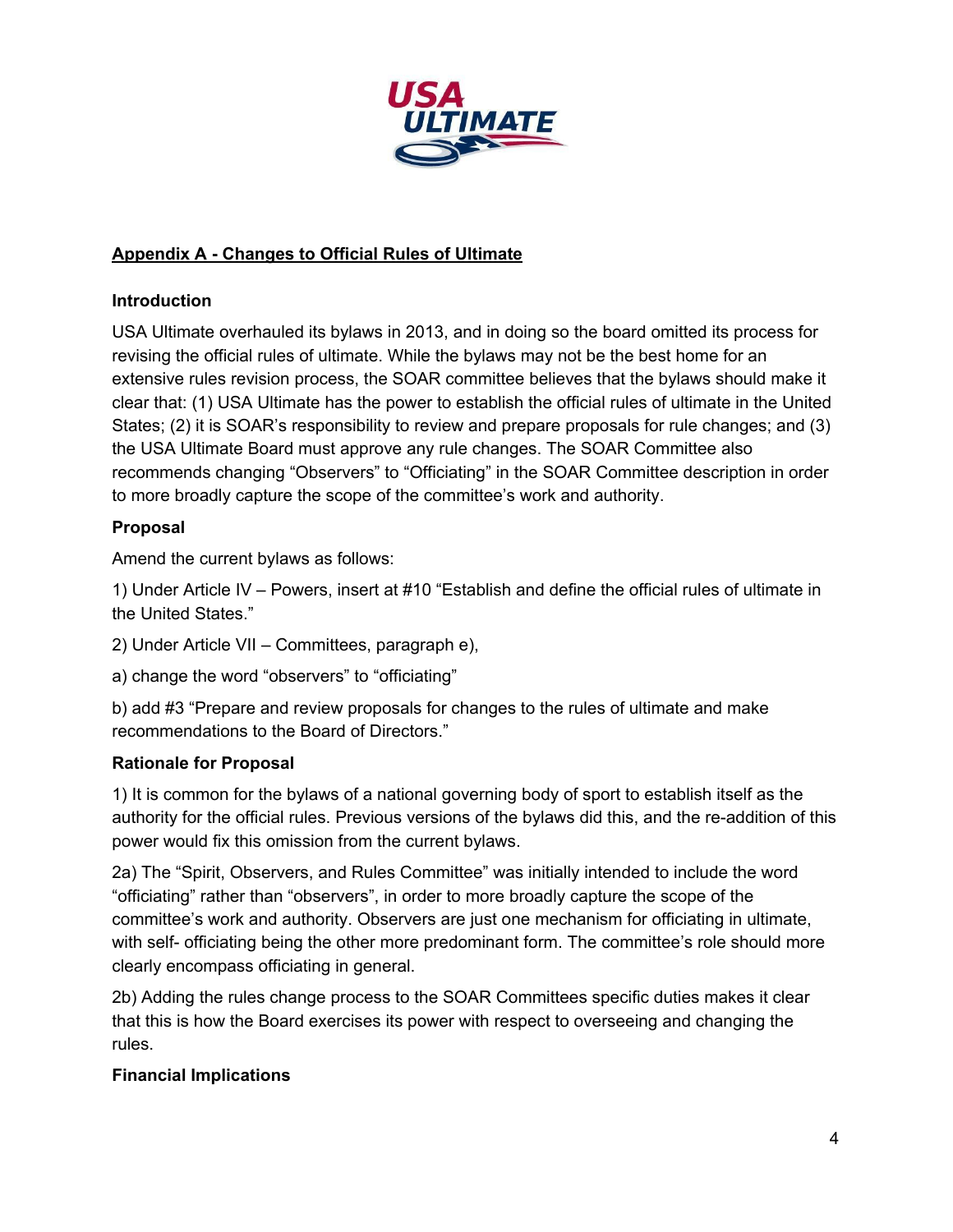## Appendix A - Changes to Official Rules of Ultimate

### Introduction

USA Ultimate overhauled its bylaws in 2013, and in doing so the board omitted its process for revising the official rules of ultimate. While the bylaws may not be the best home for an extensive rules revision process, the SOAR committee believes that the bylaws should make it clear that: (1) USA Ultimate has the power to establish the official rules of ultimate in the United States; (2) it is SOAR's responsibility to review and prepare proposals for rule changes; and (3) the USA Ultimate Board must approve any rule changes. The SOAR Committee also recommends changing "Observers" to "Officiating" in the SOAR Committee description in order to more broadly capture the scope of the committee's work and authority.

### Proposal

Amend the current bylaws as follows:

1) Under Article IV – Powers, insert at #10 "Establish and define the official rules of ultimate in the United States."

2) Under Article VII – Committees, paragraph e),

a) change the word "observers" to "officiating"

b) add #3 "Prepare and review proposals for changes to the rules of ultimate and make recommendations to the Board of Directors."

### Rationale for Proposal

1) It is common for the bylaws of a national governing body of sport to establish itself as the authority for the official rules. Previous versions of the bylaws did this, and the re-addition of this power would fix this omission from the current bylaws.

2a) The "Spirit, Observers, and Rules Committee" was initially intended to include the word "officiating" rather than "observers", in order to more broadly capture the scope of the committee's work and authority. Observers are just one mechanism for officiating in ultimate, with self- officiating being the other more predominant form. The committee's role should more clearly encompass officiating in general.

2b) Adding the rules change process to the SOAR Committees specific duties makes it clear that this is how the Board exercises its power with respect to overseeing and changing the rules.

### Financial Implications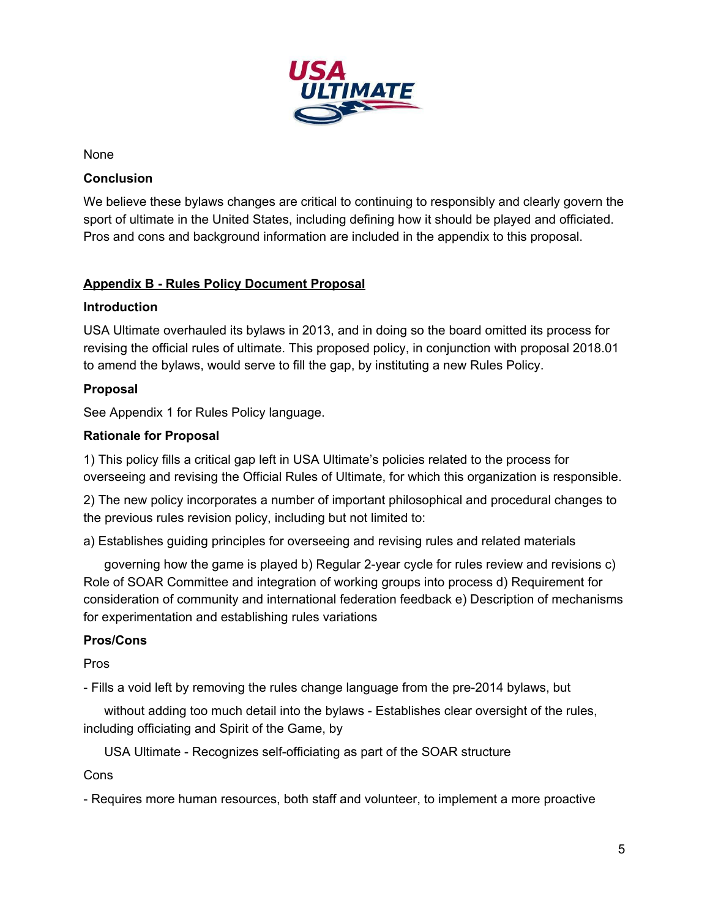None

**Conclusion**

We believe these bylaws changes are critical to continuing to responsibly and clearly govern the sport of ultimate in the United States, including defining how it should be played and officiated. Pros and cons and background information are included in the appendix to this proposal.

## **Appendix B - Rules Policy Document Proposal**

**Introduction**

USA Ultimate overhauled its bylaws in 2013, and in doing so the board omitted its process for revising the official rules of ultimate. This proposed policy, in conjunction with proposal 2018.01 to amend the bylaws, would serve to fill the gap, by instituting a new Rules Policy.

**Proposal**

See Appendix 1 for Rules Policy language.

**Rationale for Proposal**

1) This policy fills a critical gap left in USA Ultimate's policies related to the process for overseeing and revising the Official Rules of Ultimate, for which this organization is responsible.

2) The new policy incorporates a number of important philosophical and procedural changes to the previous rules revision policy, including but not limited to:

a) Establishes guiding principles for overseeing and revising rules and related materials governing how the game is played b) Regular 2-year cycle for rules review and revisions c) Role of SOAR Committee and integration of working groups into process d) Requirement for consideration of community and international federation feedback e) Description of mechanisms for experimentation and establishing rules variations

**Pros/Cons**

Pros

- Fills a void left by removing the rules change language from the pre-2014 bylaws, but without adding too much detail into the bylaws - Establishes clear oversight of the rules, including officiating and Spirit of the Game, by USA Ultimate - Recognizes self-officiating as part of the SOAR structure

Cons

- Requires more human resources, both staff and volunteer, to implement a more proactive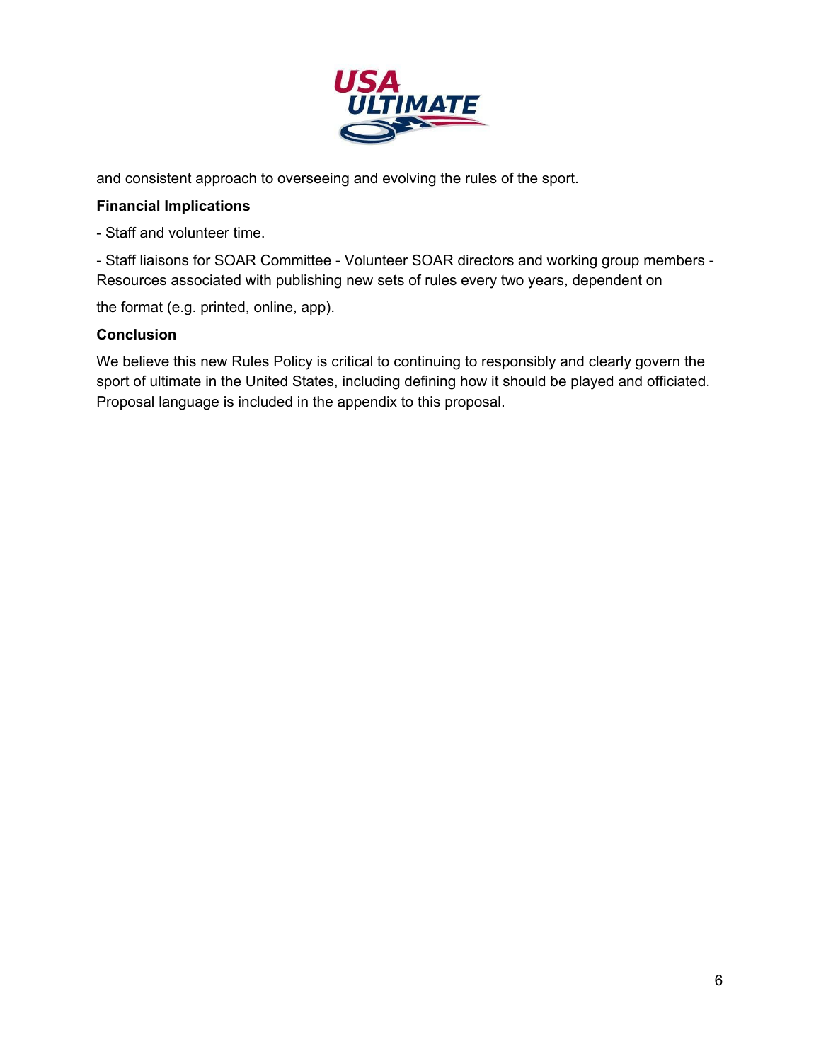and consistent approach to overseeing and evolving the rules of the sport.

**Financial Implications**

- Staff and volunteer time.

- Staff liaisons for SOAR Committee - Volunteer SOAR directors and working group members - Resources associated with publishing new sets of rules every two years, dependent on

the format (e.g. printed, online, app).

**Conclusion**

We believe this new Rules Policy is critical to continuing to responsibly and clearly govern the sport of ultimate in the United States, including defining how it should be played and officiated. Proposal language is included in the appendix to this proposal.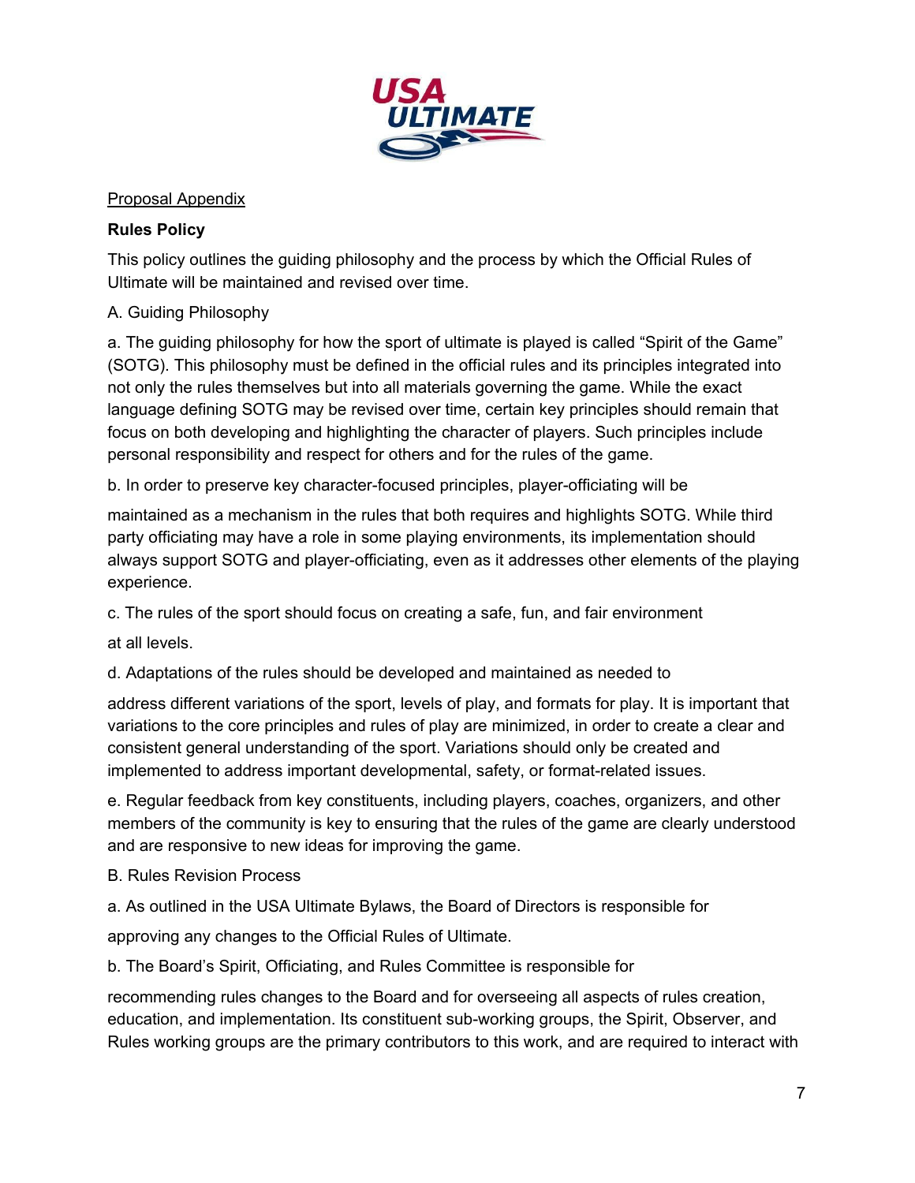Proposal Appendix

**Rules Policy**

This policy outlines the guiding philosophy and the process by which the Official Rules of Ultimate will be maintained and revised over time.

A. Guiding Philosophy

a. The guiding philosophy for how the sport of ultimate is played is called “Spirit of the Game” (SOTG). This philosophy must be defined in the official rules and its principles integrated into not only the rules themselves but into all materials governing the game. While the exact language defining SOTG may be revised over time, certain key principles should remain that focus on both developing and highlighting the character of players. Such principles include personal responsibility and respect for others and for the rules of the game.

b. In order to preserve key character-focused principles, player-officiating will be maintained as a mechanism in the rules that both requires and highlights SOTG. While third party officiating may have a role in some playing environments, its implementation should always support SOTG and player-officiating, even as it addresses other elements of the playing experience.

c. The rules of the sport should focus on creating a safe, fun, and fair environment at all levels.

d. Adaptations of the rules should be developed and maintained as needed to address different variations of the sport, levels of play, and formats for play. It is important that variations to the core principles and rules of play are minimized, in order to create a clear and consistent general understanding of the sport. Variations should only be created and implemented to address important developmental, safety, or format-related issues.

e. Regular feedback from key constituents, including players, coaches, organizers, and other members of the community is key to ensuring that the rules of the game are clearly understood and are responsive to new ideas for improving the game.

B. Rules Revision Process

a. As outlined in the USA Ultimate Bylaws, the Board of Directors is responsible for approving any changes to the Official Rules of Ultimate.

b. The Board’s Spirit, Officiating, and Rules Committee is responsible for recommending rules changes to the Board and for overseeing all aspects of rules creation, education, and implementation. Its constituent sub-working groups, the Spirit, Observer, and Rules working groups are the primary contributors to this work, and are required to interact with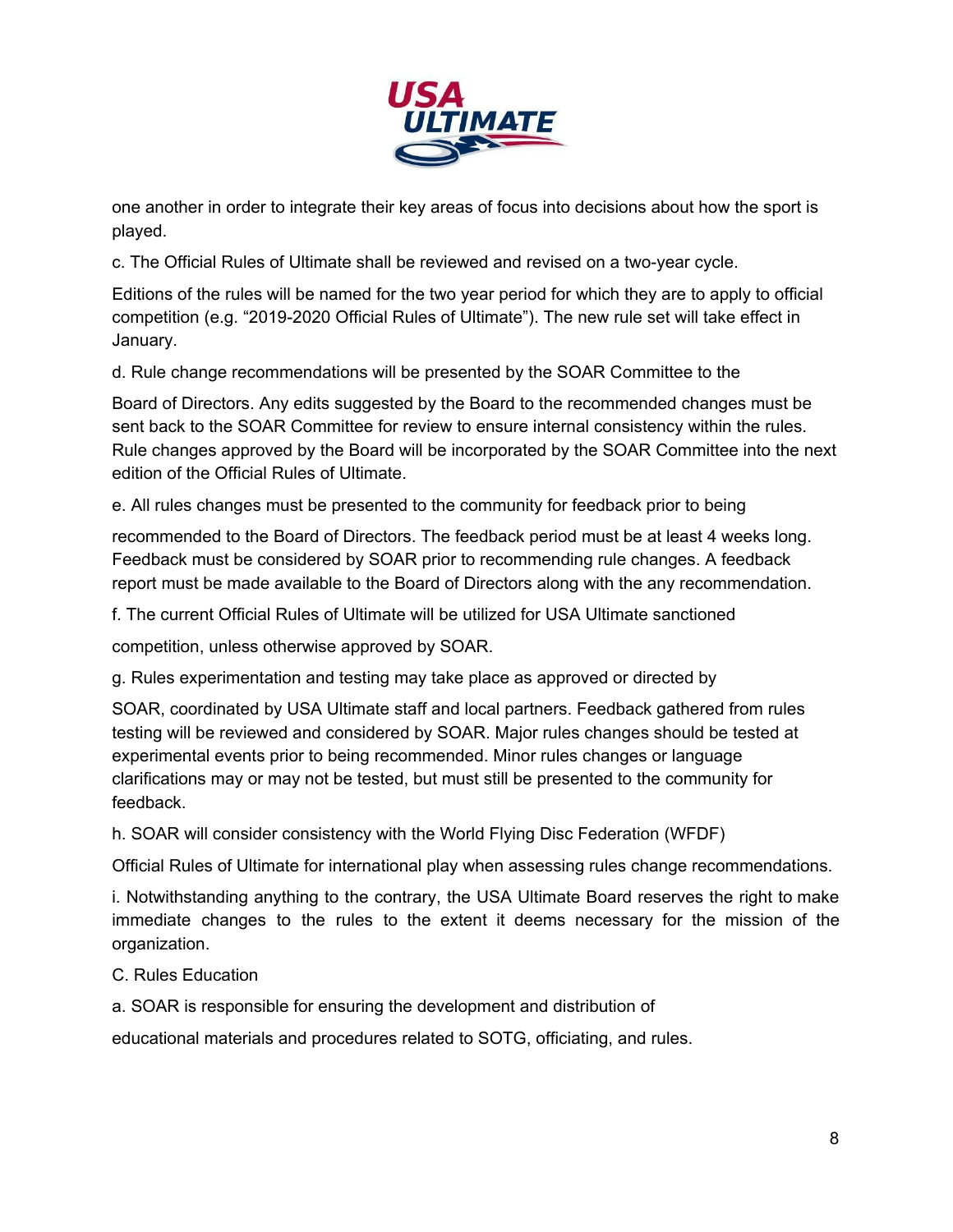one another in order to integrate their key areas of focus into decisions about how the sport is played.

c. The Official Rules of Ultimate shall be reviewed and revised on a two-year cycle.

Editions of the rules will be named for the two year period for which they are to apply to official competition (e.g. “2019-2020 Official Rules of Ultimate”). The new rule set will take effect in January.

d. Rule change recommendations will be presented by the SOAR Committee to the

Board of Directors. Any edits suggested by the Board to the recommended changes must be sent back to the SOAR Committee for review to ensure internal consistency within the rules. Rule changes approved by the Board will be incorporated by the SOAR Committee into the next edition of the Official Rules of Ultimate.

e. All rules changes must be presented to the community for feedback prior to being

recommended to the Board of Directors. The feedback period must be at least 4 weeks long. Feedback must be considered by SOAR prior to recommending rule changes. A feedback report must be made available to the Board of Directors along with the any recommendation.

f. The current Official Rules of Ultimate will be utilized for USA Ultimate sanctioned

competition, unless otherwise approved by SOAR.

g. Rules experimentation and testing may take place as approved or directed by

SOAR, coordinated by USA Ultimate staff and local partners. Feedback gathered from rules testing will be reviewed and considered by SOAR. Major rules changes should be tested at experimental events prior to being recommended. Minor rules changes or language clarifications may or may not be tested, but must still be presented to the community for feedback.

h. SOAR will consider consistency with the World Flying Disc Federation (WFDF)

Official Rules of Ultimate for international play when assessing rules change recommendations.

i. Notwithstanding anything to the contrary, the USA Ultimate Board reserves the right to make immediate changes to the rules to the extent it deems necessary for the mission of the organization.

C. Rules Education

a. SOAR is responsible for ensuring the development and distribution of

educational materials and procedures related to SOTG, officiating, and rules.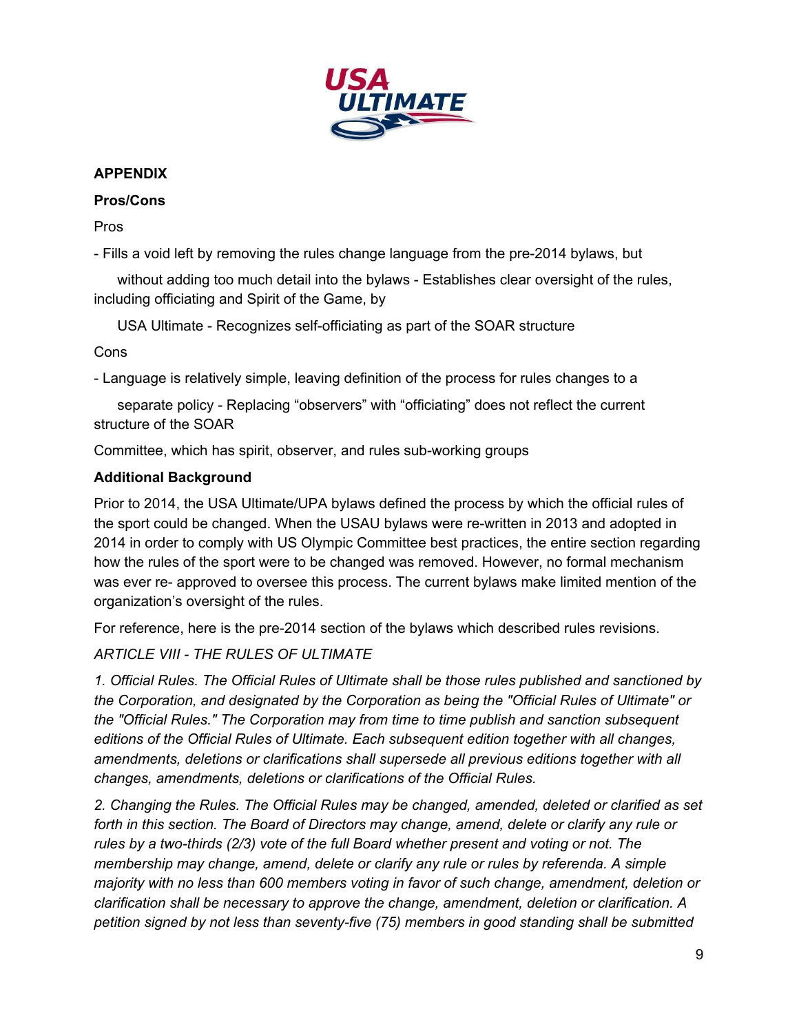**APPENDIX**

**Pros/Cons**

Pros

- Fills a void left by removing the rules change language from the pre-2014 bylaws, but without adding too much detail into the bylaws
- Establishes clear oversight of the rules, including officiating and Spirit of the Game, by USA Ultimate
- Recognizes self-officiating as part of the SOAR structure

Cons

- Language is relatively simple, leaving definition of the process for rules changes to a separate policy
- Replacing "observers" with "officiating" does not reflect the current structure of the SOAR Committee, which has spirit, observer, and rules sub-working groups

**Additional Background**

Prior to 2014, the USA Ultimate/UPA bylaws defined the process by which the official rules of the sport could be changed. When the USAU bylaws were re-written in 2013 and adopted in 2014 in order to comply with US Olympic Committee best practices, the entire section regarding how the rules of the sport were to be changed was removed. However, no formal mechanism was ever re- approved to oversee this process. The current bylaws make limited mention of the organization's oversight of the rules.

For reference, here is the pre-2014 section of the bylaws which described rules revisions.

*ARTICLE VIII - THE RULES OF ULTIMATE*

*1. Official Rules. The Official Rules of Ultimate shall be those rules published and sanctioned by the Corporation, and designated by the Corporation as being the "Official Rules of Ultimate" or the "Official Rules." The Corporation may from time to time publish and sanction subsequent editions of the Official Rules of Ultimate. Each subsequent edition together with all changes, amendments, deletions or clarifications shall supersede all previous editions together with all changes, amendments, deletions or clarifications of the Official Rules.*

*2. Changing the Rules. The Official Rules may be changed, amended, deleted or clarified as set forth in this section. The Board of Directors may change, amend, delete or clarify any rule or rules by a two-thirds (2/3) vote of the full Board whether present and voting or not. The membership may change, amend, delete or clarify any rule or rules by referenda. A simple majority with no less than 600 members voting in favor of such change, amendment, deletion or clarification shall be necessary to approve the change, amendment, deletion or clarification. A petition signed by not less than seventy-five (75) members in good standing shall be submitted*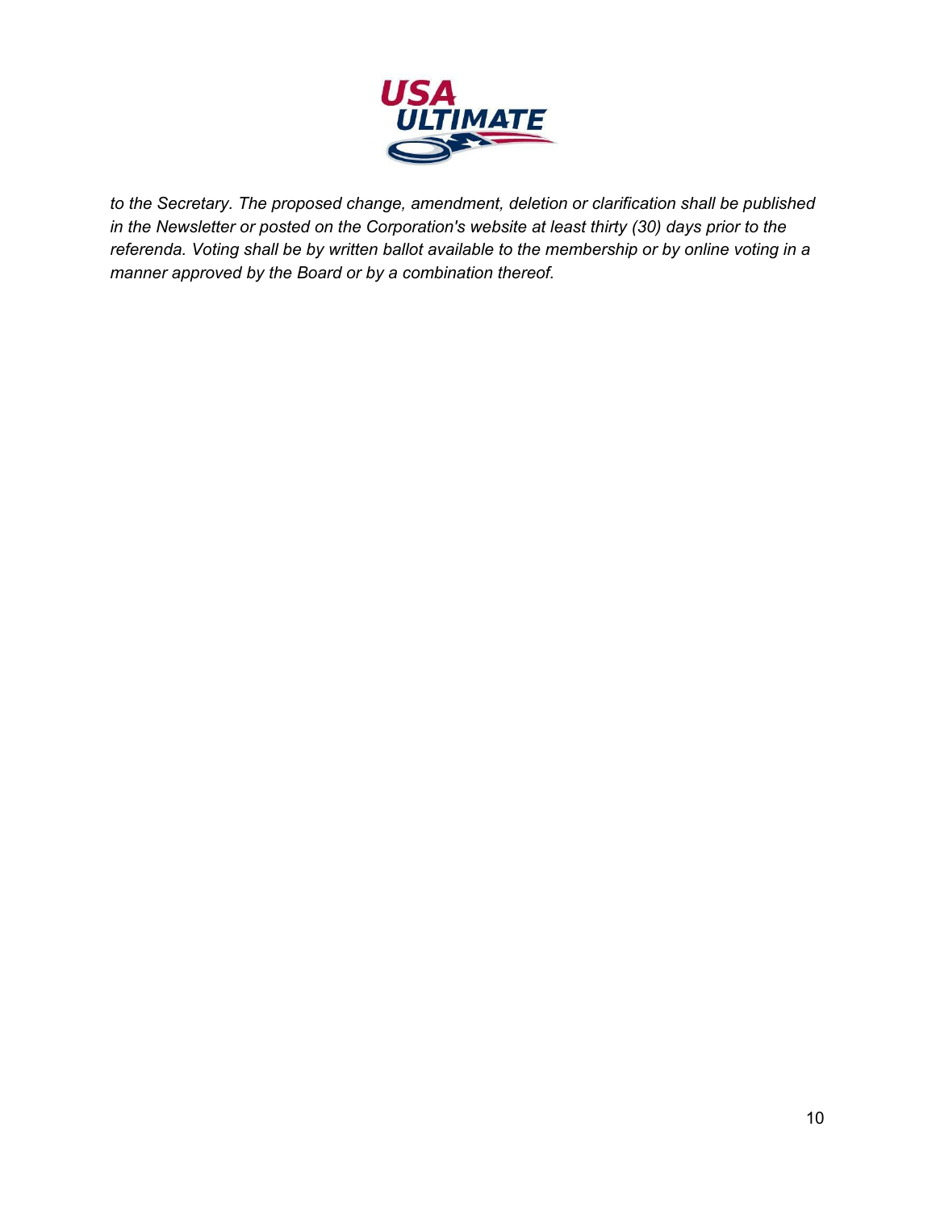*to the Secretary. The proposed change, amendment, deletion or clarification shall be published in the Newsletter or posted on the Corporation's website at least thirty (30) days prior to the referenda. Voting shall be by written ballot available to the membership or by online voting in a manner approved by the Board or by a combination thereof.*